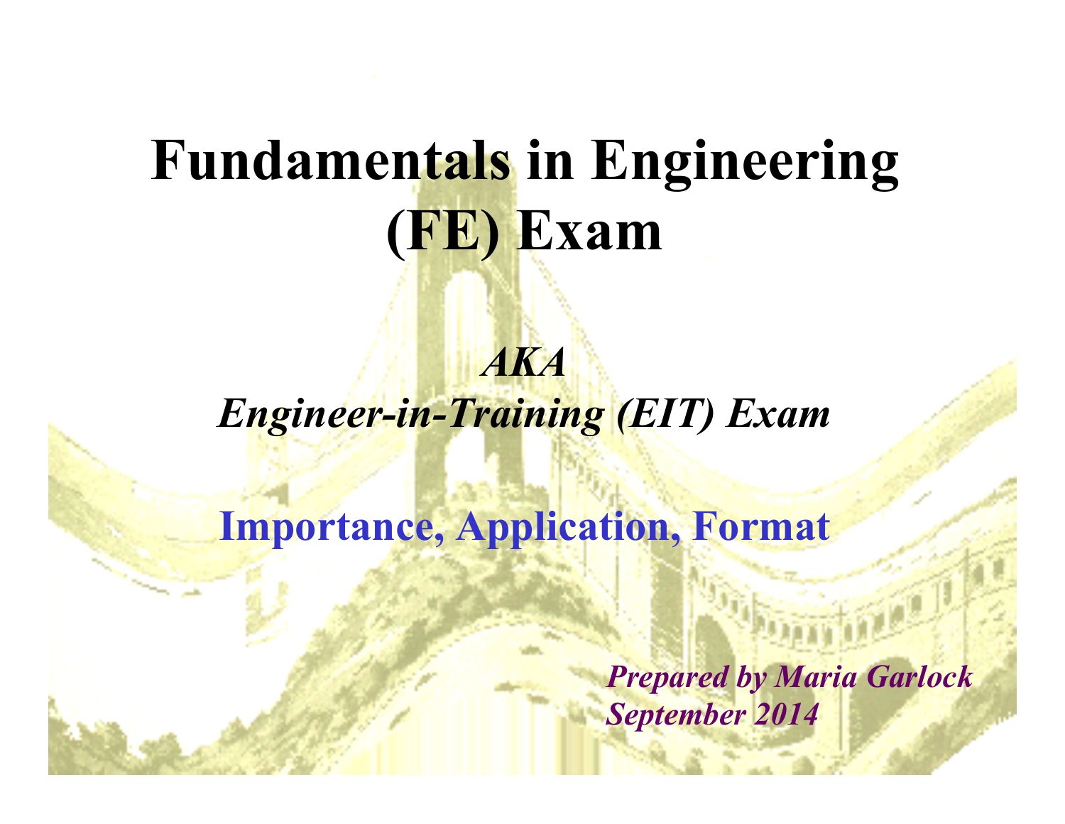# Fundamentals in Engineering (FE) Exam

*AKA*

*Engineer-in-Training (EIT) Exam*

**Importance, Application, Format**

***Prepared by Maria Garlock***
***September 2014***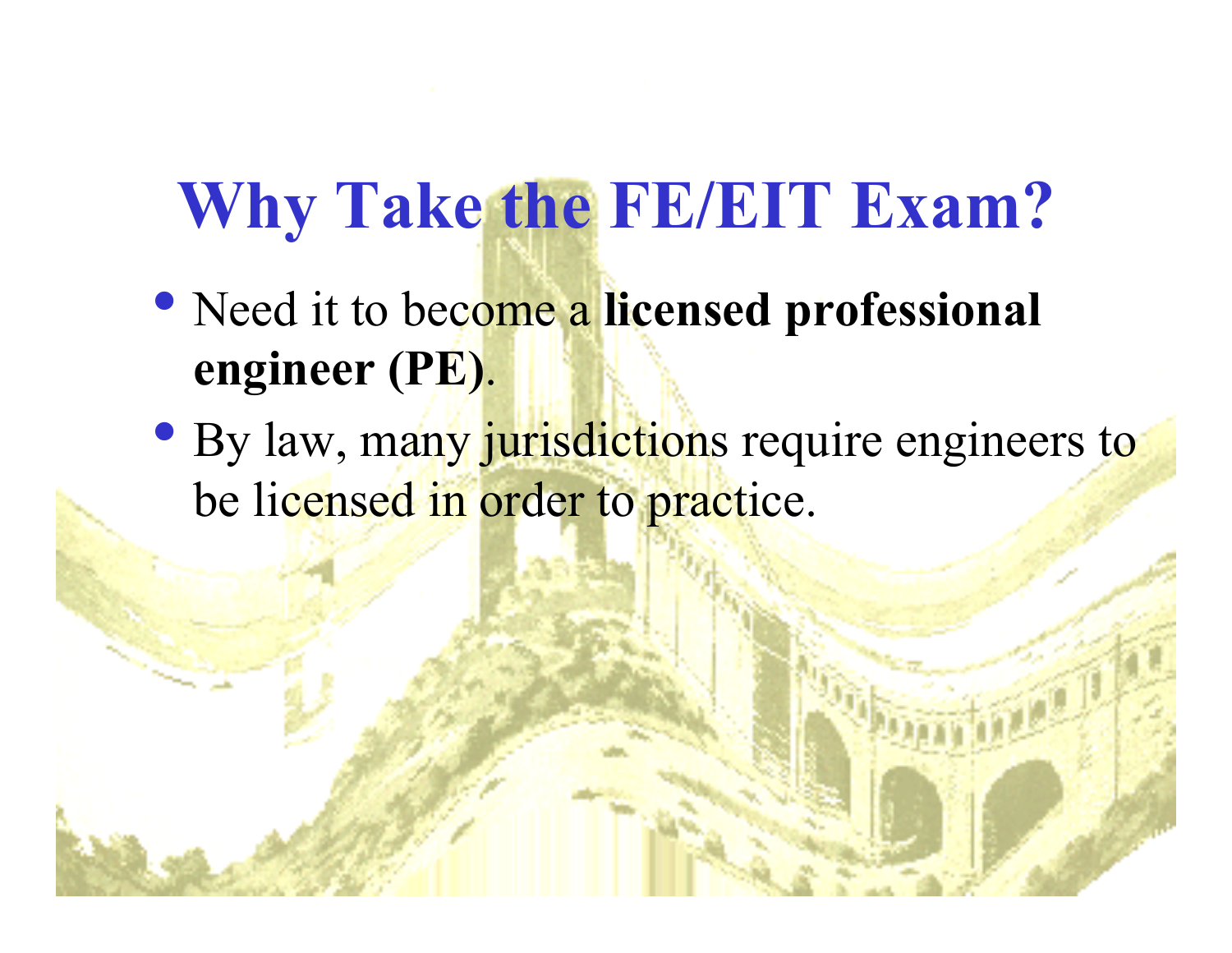# Why Take the FE/EIT Exam?

- Need it to become a **licensed professional engineer (PE)**.
- By law, many jurisdictions require engineers to be licensed in order to practice.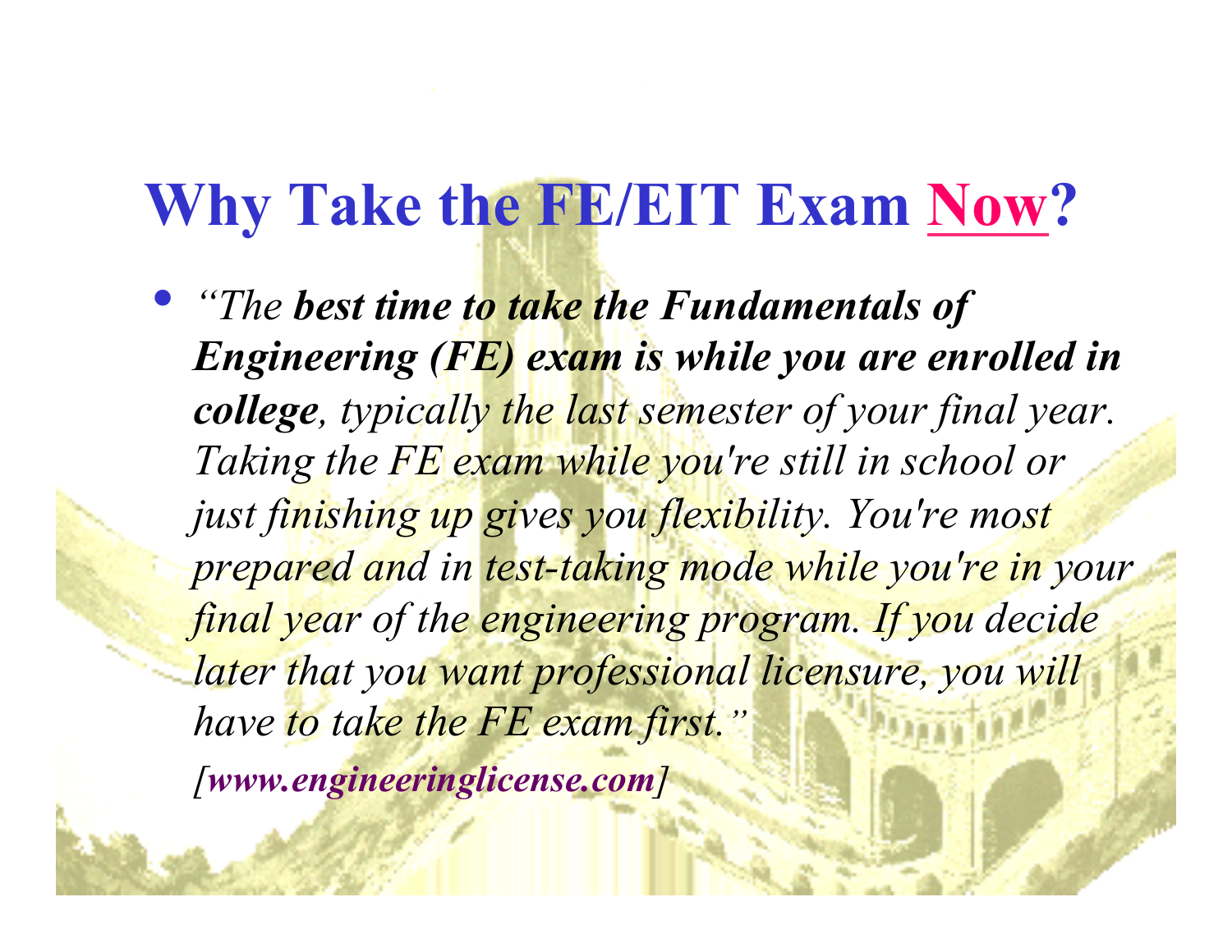# Why Take the FE/EIT Exam Now?

- *"The **best time to take the Fundamentals of Engineering (FE) exam is while you are enrolled in college**, typically the last semester of your final year. Taking the FE exam while you're still in school or just finishing up gives you flexibility. You're most prepared and in test-taking mode while you're in your final year of the engineering program. If you decide later that you want professional licensure, you will have to take the FE exam first."*

  *[**www.engineeringlicense.com**]*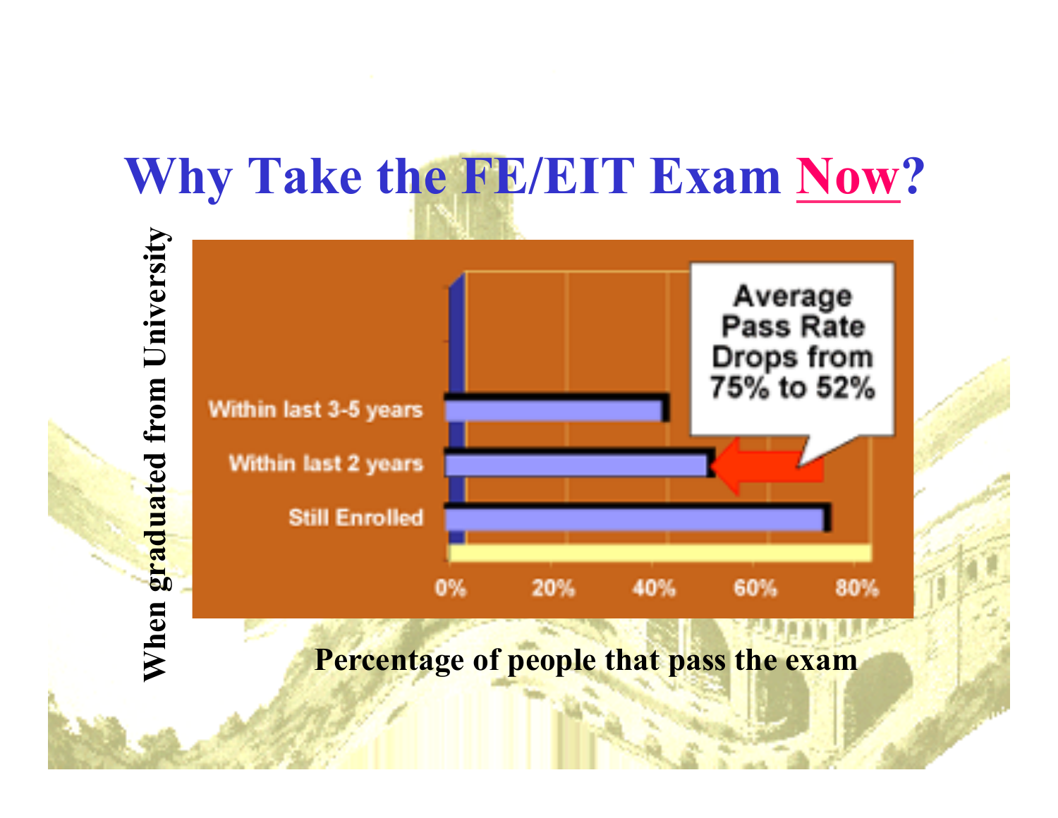# Why Take the FE/EIT Exam Now?

When graduated from University

| When graduated from University | Percentage of people that pass the exam |
|---|---|
| Within last 3-5 years | |
| Within last 2 years | |
| Still Enrolled | |

0% 20% 40% 60% 80%

Average Pass Rate Drops from 75% to 52%

Percentage of people that pass the exam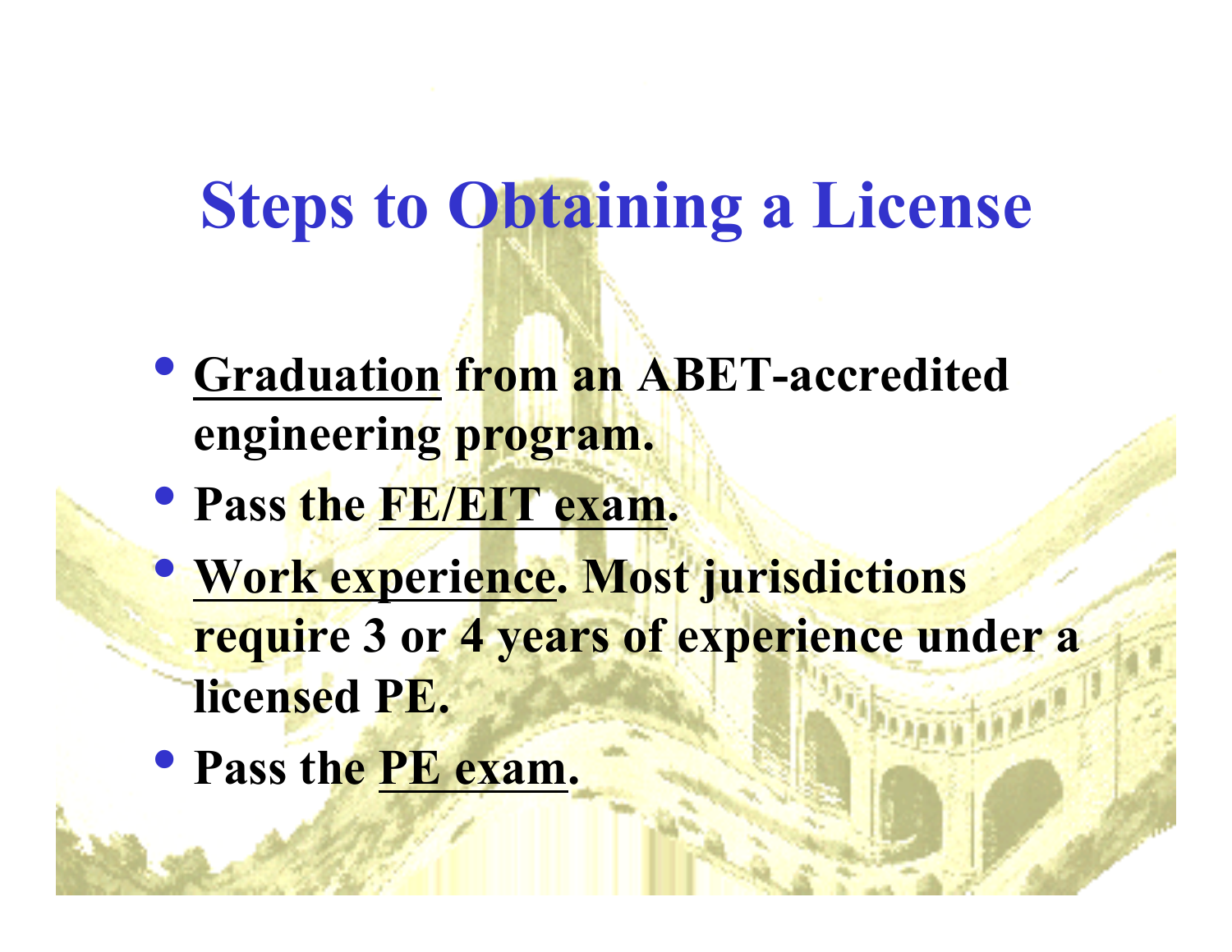# Steps to Obtaining a License

- **Graduation from an ABET-accredited engineering program.**
- **Pass the FE/EIT exam.**
- **Work experience. Most jurisdictions require 3 or 4 years of experience under a licensed PE.**
- **Pass the PE exam.**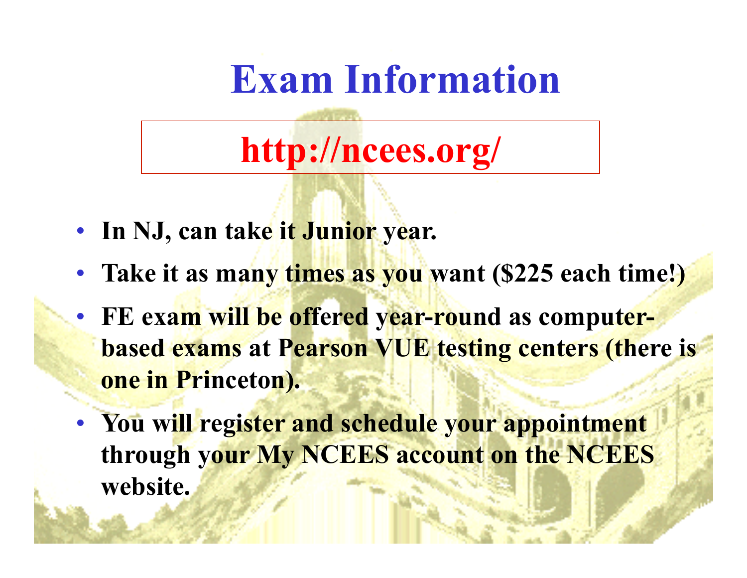# Exam Information

**http://ncees.org/**

- **In NJ, can take it Junior year.**
- **Take it as many times as you want ($225 each time!)**
- **FE exam will be offered year-round as computer-based exams at Pearson VUE testing centers (there is one in Princeton).**
- **You will register and schedule your appointment through your My NCEES account on the NCEES website.**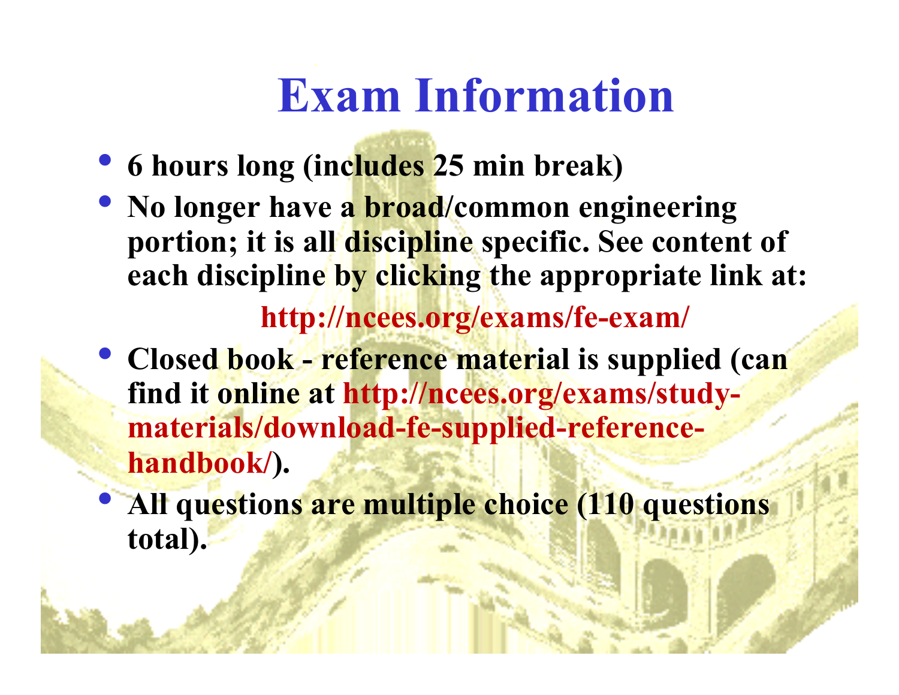# Exam Information

- **6 hours long (includes 25 min break)**
- **No longer have a broad/common engineering portion; it is all discipline specific. See content of each discipline by clicking the appropriate link at:**

  **http://ncees.org/exams/fe-exam/**

- **Closed book - reference material is supplied (can find it online at http://ncees.org/exams/study-materials/download-fe-supplied-reference-handbook/).**
- **All questions are multiple choice (110 questions total).**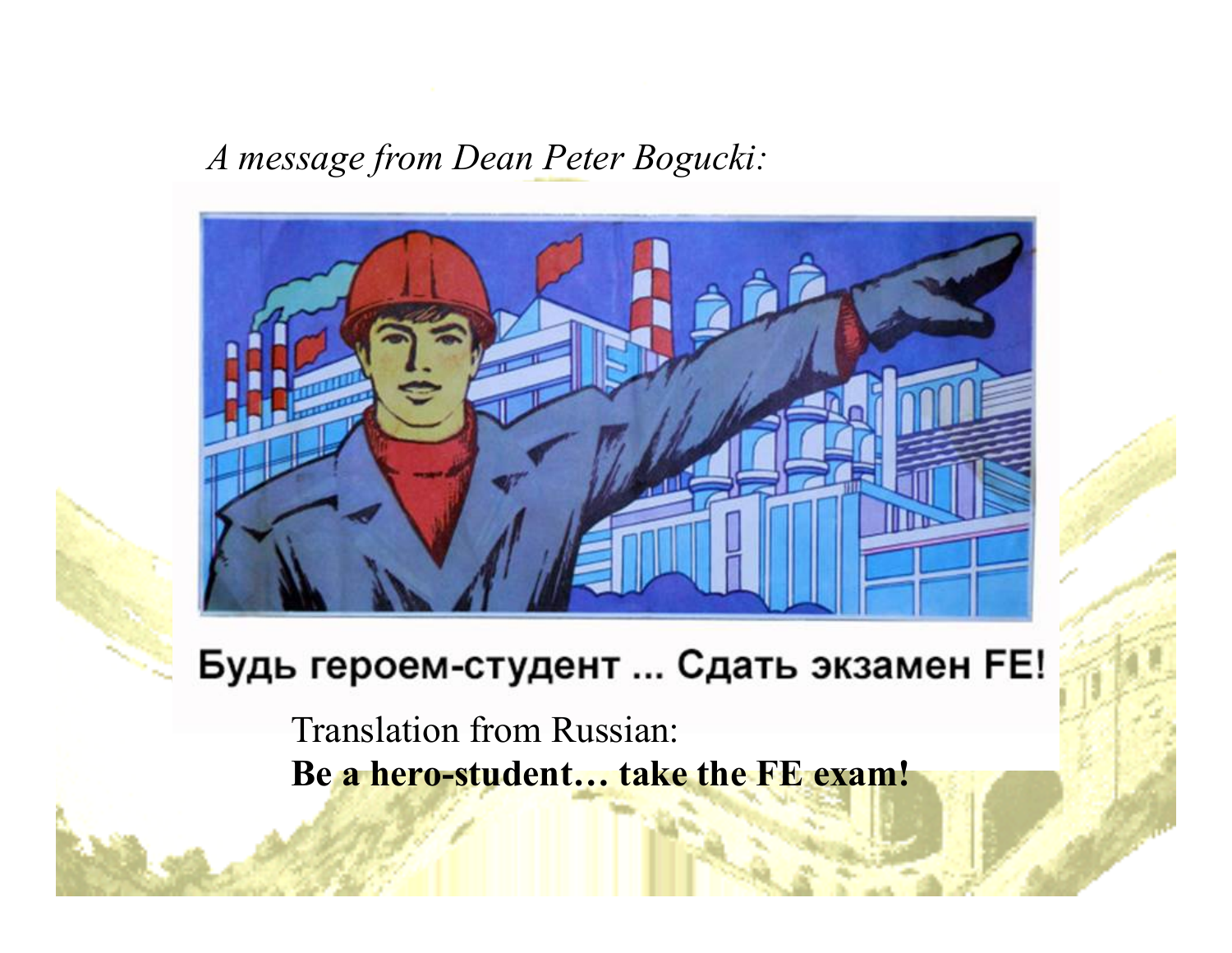*A message from Dean Peter Bogucki:*

Будь героем-студент ... Сдать экзамен FE!

Translation from Russian:
**Be a hero-student… take the FE exam!**